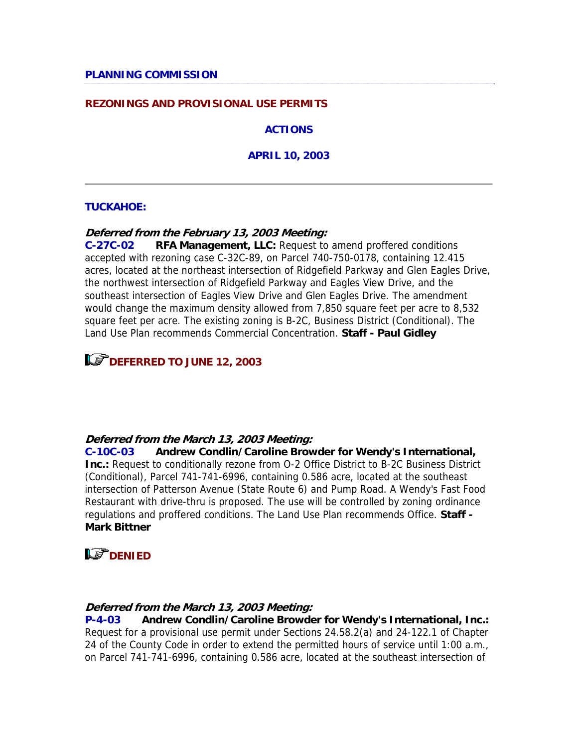**PLANNING COMMISSION**

**REZONINGS AND PROVISIONAL USE PERMITS**

**ACTIONS**

**APRIL 10, 2003**

---

**TUCKAHOE:**

***Deferred from the February 13, 2003 Meeting:***

**C-27C-02** **RFA Management, LLC:** Request to amend proffered conditions accepted with rezoning case C-32C-89, on Parcel 740-750-0178, containing 12.415 acres, located at the northeast intersection of Ridgefield Parkway and Glen Eagles Drive, the northwest intersection of Ridgefield Parkway and Eagles View Drive, and the southeast intersection of Eagles View Drive and Glen Eagles Drive. The amendment would change the maximum density allowed from 7,850 square feet per acre to 8,532 square feet per acre. The existing zoning is B-2C, Business District (Conditional). The Land Use Plan recommends Commercial Concentration. **Staff - Paul Gidley**

**DEFERRED TO JUNE 12, 2003**

***Deferred from the March 13, 2003 Meeting:***

**C-10C-03** **Andrew Condlin/Caroline Browder for Wendy's International, Inc.:** Request to conditionally rezone from O-2 Office District to B-2C Business District (Conditional), Parcel 741-741-6996, containing 0.586 acre, located at the southeast intersection of Patterson Avenue (State Route 6) and Pump Road. A Wendy's Fast Food Restaurant with drive-thru is proposed. The use will be controlled by zoning ordinance regulations and proffered conditions. The Land Use Plan recommends Office. **Staff - Mark Bittner**

**DENIED**

***Deferred from the March 13, 2003 Meeting:***

**P-4-03** **Andrew Condlin/Caroline Browder for Wendy's International, Inc.:** Request for a provisional use permit under Sections 24.58.2(a) and 24-122.1 of Chapter 24 of the County Code in order to extend the permitted hours of service until 1:00 a.m., on Parcel 741-741-6996, containing 0.586 acre, located at the southeast intersection of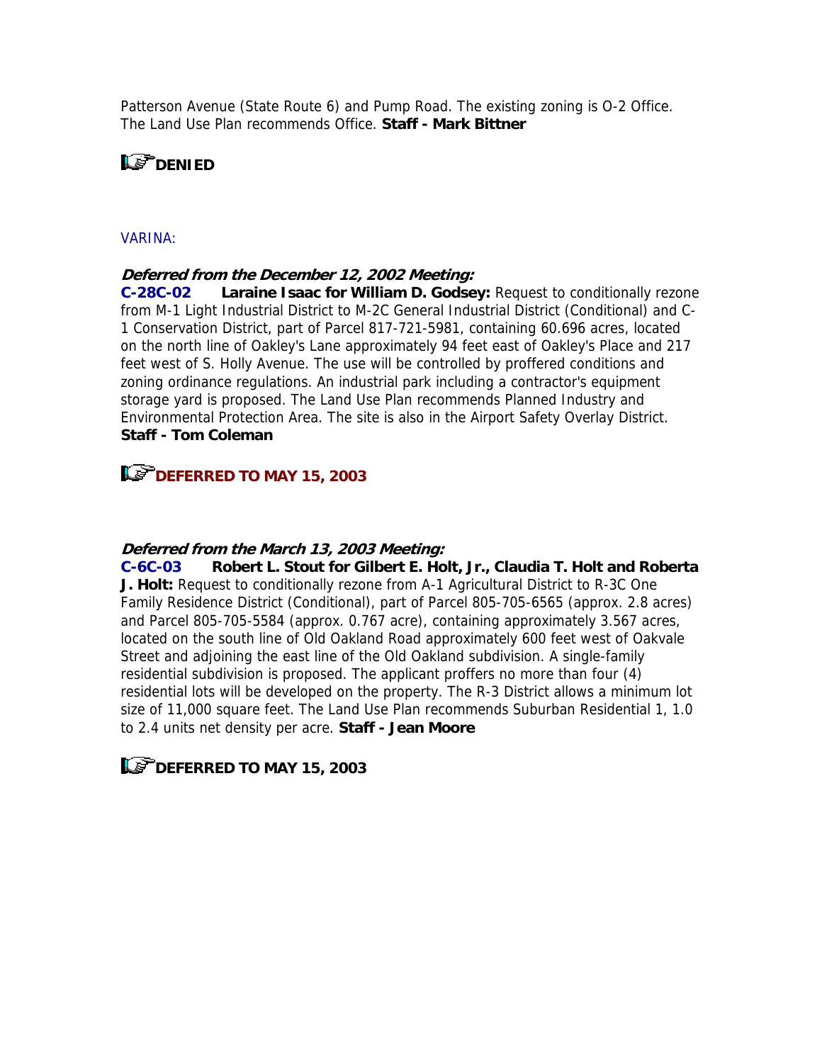Patterson Avenue (State Route 6) and Pump Road. The existing zoning is O-2 Office. The Land Use Plan recommends Office. **Staff - Mark Bittner**

**DENIED**

VARINA:

***Deferred from the December 12, 2002 Meeting:***

**C-28C-02 Laraine Isaac for William D. Godsey:** Request to conditionally rezone from M-1 Light Industrial District to M-2C General Industrial District (Conditional) and C-1 Conservation District, part of Parcel 817-721-5981, containing 60.696 acres, located on the north line of Oakley's Lane approximately 94 feet east of Oakley's Place and 217 feet west of S. Holly Avenue. The use will be controlled by proffered conditions and zoning ordinance regulations. An industrial park including a contractor's equipment storage yard is proposed. The Land Use Plan recommends Planned Industry and Environmental Protection Area. The site is also in the Airport Safety Overlay District. **Staff - Tom Coleman**

**DEFERRED TO MAY 15, 2003**

***Deferred from the March 13, 2003 Meeting:***

**C-6C-03 Robert L. Stout for Gilbert E. Holt, Jr., Claudia T. Holt and Roberta J. Holt:** Request to conditionally rezone from A-1 Agricultural District to R-3C One Family Residence District (Conditional), part of Parcel 805-705-6565 (approx. 2.8 acres) and Parcel 805-705-5584 (approx. 0.767 acre), containing approximately 3.567 acres, located on the south line of Old Oakland Road approximately 600 feet west of Oakvale Street and adjoining the east line of the Old Oakland subdivision. A single-family residential subdivision is proposed. The applicant proffers no more than four (4) residential lots will be developed on the property. The R-3 District allows a minimum lot size of 11,000 square feet. The Land Use Plan recommends Suburban Residential 1, 1.0 to 2.4 units net density per acre. **Staff - Jean Moore**

**DEFERRED TO MAY 15, 2003**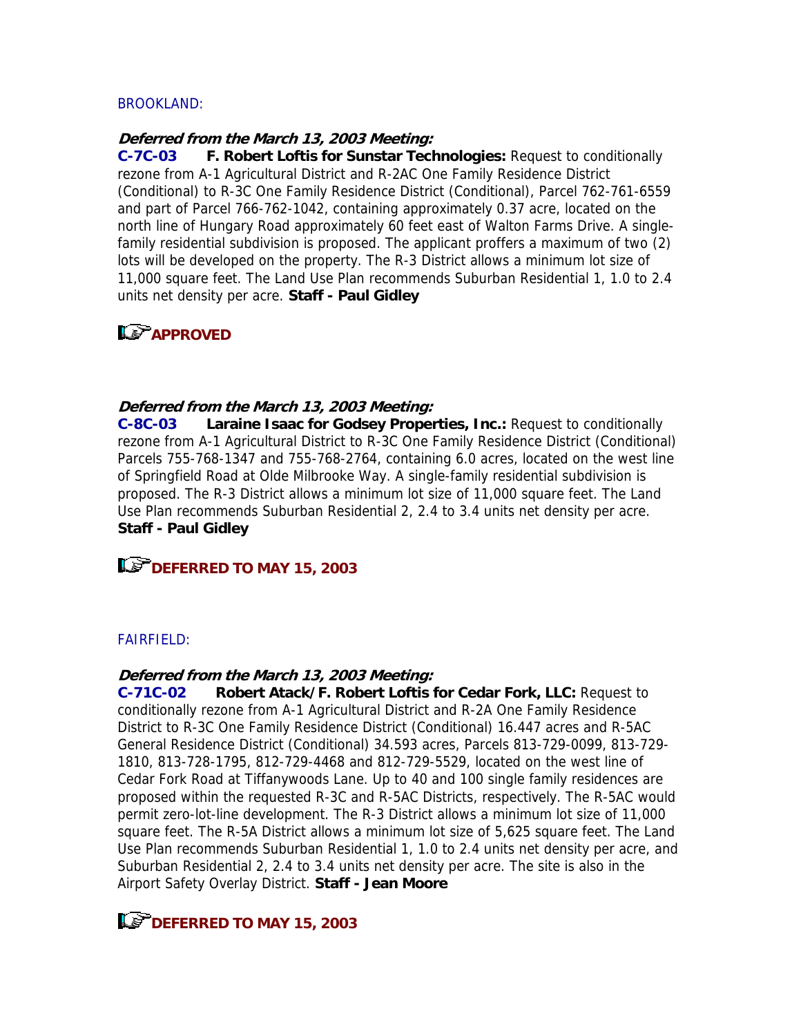BROOKLAND:

***Deferred from the March 13, 2003 Meeting:***

**C-7C-03 F. Robert Loftis for Sunstar Technologies:** Request to conditionally rezone from A-1 Agricultural District and R-2AC One Family Residence District (Conditional) to R-3C One Family Residence District (Conditional), Parcel 762-761-6559 and part of Parcel 766-762-1042, containing approximately 0.37 acre, located on the north line of Hungary Road approximately 60 feet east of Walton Farms Drive. A single-family residential subdivision is proposed. The applicant proffers a maximum of two (2) lots will be developed on the property. The R-3 District allows a minimum lot size of 11,000 square feet. The Land Use Plan recommends Suburban Residential 1, 1.0 to 2.4 units net density per acre. **Staff - Paul Gidley**

**APPROVED**

***Deferred from the March 13, 2003 Meeting:***

**C-8C-03 Laraine Isaac for Godsey Properties, Inc.:** Request to conditionally rezone from A-1 Agricultural District to R-3C One Family Residence District (Conditional) Parcels 755-768-1347 and 755-768-2764, containing 6.0 acres, located on the west line of Springfield Road at Olde Milbrooke Way. A single-family residential subdivision is proposed. The R-3 District allows a minimum lot size of 11,000 square feet. The Land Use Plan recommends Suburban Residential 2, 2.4 to 3.4 units net density per acre. **Staff - Paul Gidley**

**DEFERRED TO MAY 15, 2003**

FAIRFIELD:

***Deferred from the March 13, 2003 Meeting:***

**C-71C-02 Robert Atack/F. Robert Loftis for Cedar Fork, LLC:** Request to conditionally rezone from A-1 Agricultural District and R-2A One Family Residence District to R-3C One Family Residence District (Conditional) 16.447 acres and R-5AC General Residence District (Conditional) 34.593 acres, Parcels 813-729-0099, 813-729-1810, 813-728-1795, 812-729-4468 and 812-729-5529, located on the west line of Cedar Fork Road at Tiffanywoods Lane. Up to 40 and 100 single family residences are proposed within the requested R-3C and R-5AC Districts, respectively. The R-5AC would permit zero-lot-line development. The R-3 District allows a minimum lot size of 11,000 square feet. The R-5A District allows a minimum lot size of 5,625 square feet. The Land Use Plan recommends Suburban Residential 1, 1.0 to 2.4 units net density per acre, and Suburban Residential 2, 2.4 to 3.4 units net density per acre. The site is also in the Airport Safety Overlay District. **Staff - Jean Moore**

**DEFERRED TO MAY 15, 2003**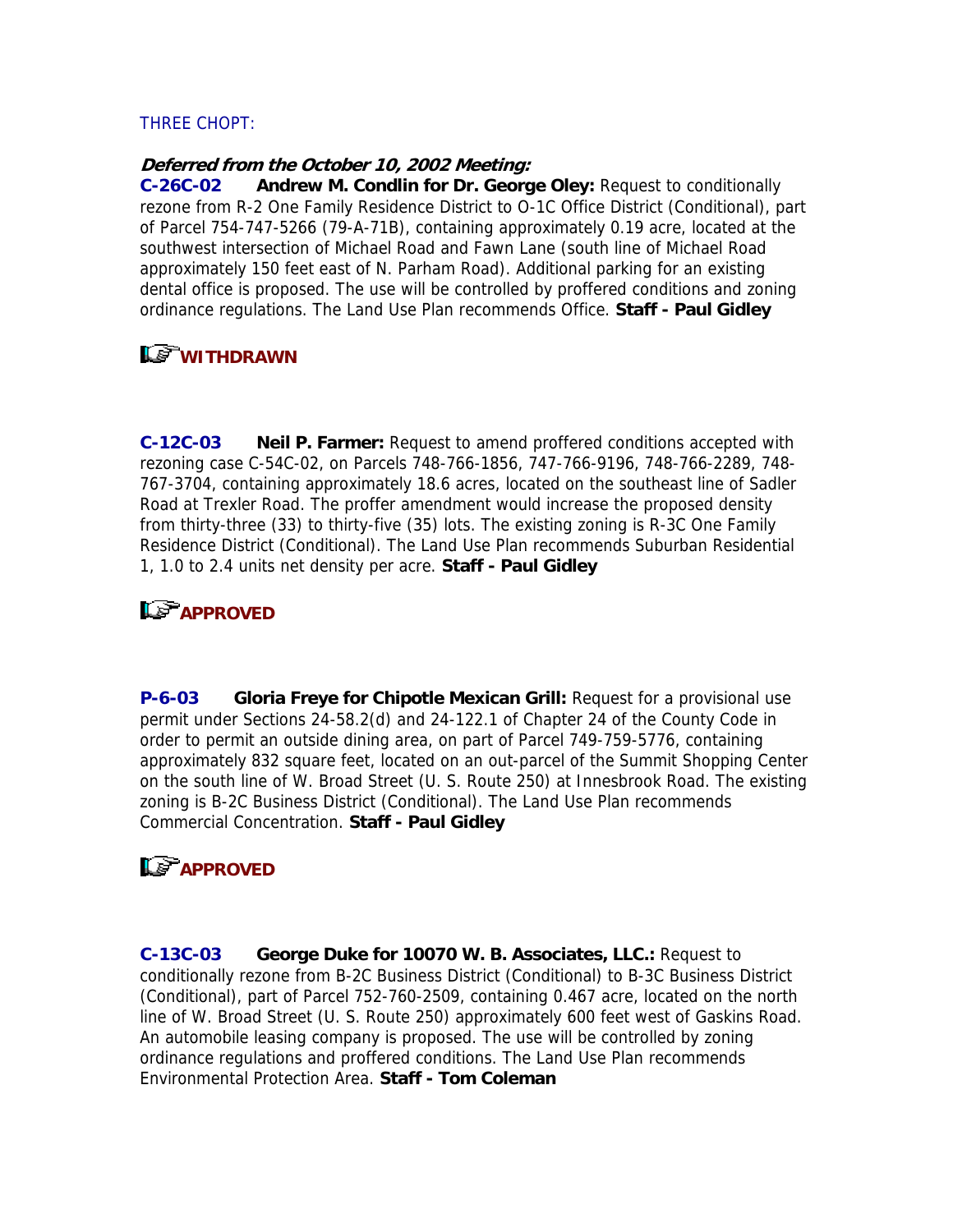THREE CHOPT:

***Deferred from the October 10, 2002 Meeting:***

**C-26C-02** **Andrew M. Condlin for Dr. George Oley:** Request to conditionally rezone from R-2 One Family Residence District to O-1C Office District (Conditional), part of Parcel 754-747-5266 (79-A-71B), containing approximately 0.19 acre, located at the southwest intersection of Michael Road and Fawn Lane (south line of Michael Road approximately 150 feet east of N. Parham Road). Additional parking for an existing dental office is proposed. The use will be controlled by proffered conditions and zoning ordinance regulations. The Land Use Plan recommends Office. **Staff - Paul Gidley**

**WITHDRAWN**

**C-12C-03** **Neil P. Farmer:** Request to amend proffered conditions accepted with rezoning case C-54C-02, on Parcels 748-766-1856, 747-766-9196, 748-766-2289, 748-767-3704, containing approximately 18.6 acres, located on the southeast line of Sadler Road at Trexler Road. The proffer amendment would increase the proposed density from thirty-three (33) to thirty-five (35) lots. The existing zoning is R-3C One Family Residence District (Conditional). The Land Use Plan recommends Suburban Residential 1, 1.0 to 2.4 units net density per acre. **Staff - Paul Gidley**

**APPROVED**

**P-6-03** **Gloria Freye for Chipotle Mexican Grill:** Request for a provisional use permit under Sections 24-58.2(d) and 24-122.1 of Chapter 24 of the County Code in order to permit an outside dining area, on part of Parcel 749-759-5776, containing approximately 832 square feet, located on an out-parcel of the Summit Shopping Center on the south line of W. Broad Street (U. S. Route 250) at Innesbrook Road. The existing zoning is B-2C Business District (Conditional). The Land Use Plan recommends Commercial Concentration. **Staff - Paul Gidley**

**APPROVED**

**C-13C-03** **George Duke for 10070 W. B. Associates, LLC.:** Request to conditionally rezone from B-2C Business District (Conditional) to B-3C Business District (Conditional), part of Parcel 752-760-2509, containing 0.467 acre, located on the north line of W. Broad Street (U. S. Route 250) approximately 600 feet west of Gaskins Road. An automobile leasing company is proposed. The use will be controlled by zoning ordinance regulations and proffered conditions. The Land Use Plan recommends Environmental Protection Area. **Staff - Tom Coleman**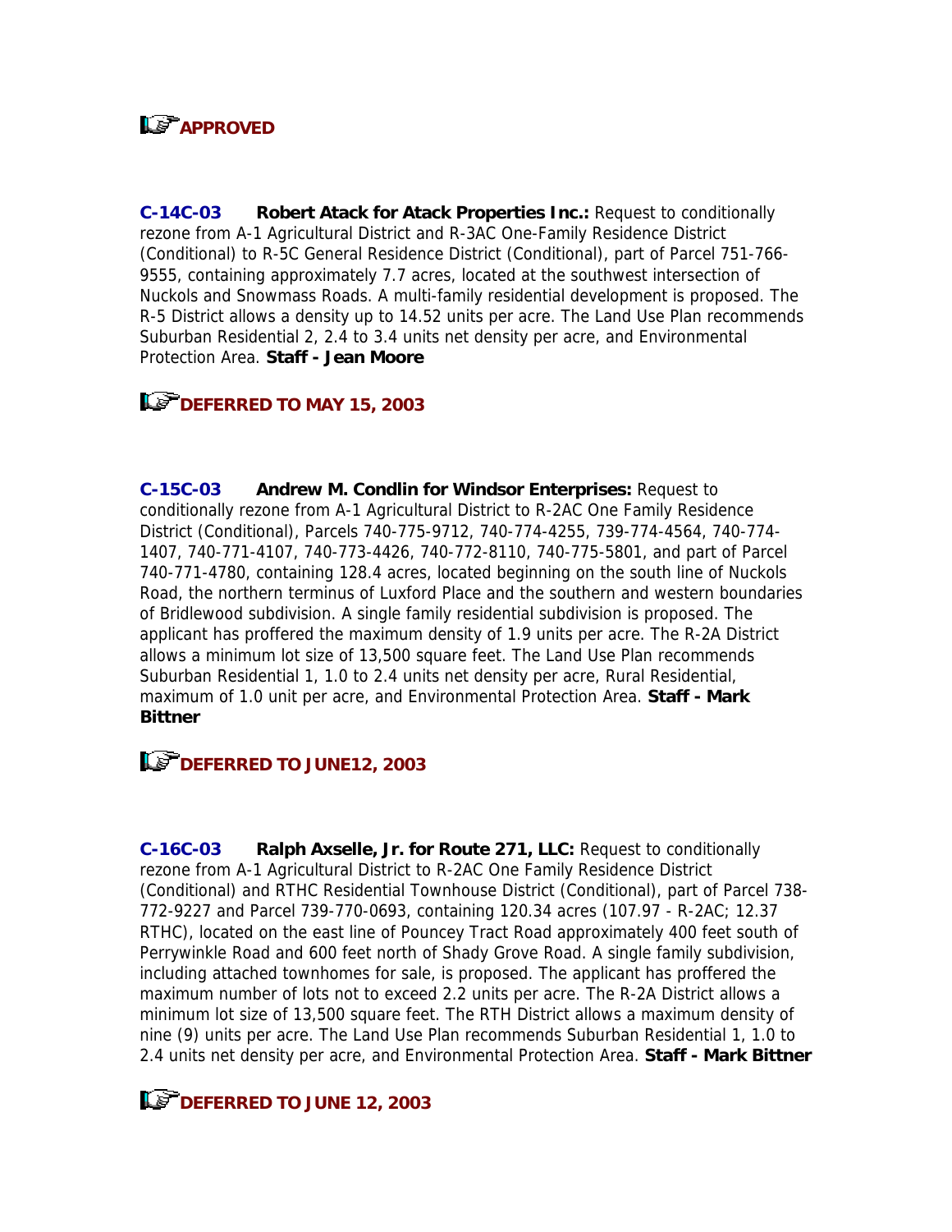**APPROVED**

**C-14C-03** **Robert Atack for Atack Properties Inc.:** Request to conditionally rezone from A-1 Agricultural District and R-3AC One-Family Residence District (Conditional) to R-5C General Residence District (Conditional), part of Parcel 751-766-9555, containing approximately 7.7 acres, located at the southwest intersection of Nuckols and Snowmass Roads. A multi-family residential development is proposed. The R-5 District allows a density up to 14.52 units per acre. The Land Use Plan recommends Suburban Residential 2, 2.4 to 3.4 units net density per acre, and Environmental Protection Area. **Staff - Jean Moore**

**DEFERRED TO MAY 15, 2003**

**C-15C-03** **Andrew M. Condlin for Windsor Enterprises:** Request to conditionally rezone from A-1 Agricultural District to R-2AC One Family Residence District (Conditional), Parcels 740-775-9712, 740-774-4255, 739-774-4564, 740-774-1407, 740-771-4107, 740-773-4426, 740-772-8110, 740-775-5801, and part of Parcel 740-771-4780, containing 128.4 acres, located beginning on the south line of Nuckols Road, the northern terminus of Luxford Place and the southern and western boundaries of Bridlewood subdivision. A single family residential subdivision is proposed. The applicant has proffered the maximum density of 1.9 units per acre. The R-2A District allows a minimum lot size of 13,500 square feet. The Land Use Plan recommends Suburban Residential 1, 1.0 to 2.4 units net density per acre, Rural Residential, maximum of 1.0 unit per acre, and Environmental Protection Area. **Staff - Mark Bittner**

**DEFERRED TO JUNE12, 2003**

**C-16C-03** **Ralph Axselle, Jr. for Route 271, LLC:** Request to conditionally rezone from A-1 Agricultural District to R-2AC One Family Residence District (Conditional) and RTHC Residential Townhouse District (Conditional), part of Parcel 738-772-9227 and Parcel 739-770-0693, containing 120.34 acres (107.97 - R-2AC; 12.37 RTHC), located on the east line of Pouncey Tract Road approximately 400 feet south of Perrywinkle Road and 600 feet north of Shady Grove Road. A single family subdivision, including attached townhomes for sale, is proposed. The applicant has proffered the maximum number of lots not to exceed 2.2 units per acre. The R-2A District allows a minimum lot size of 13,500 square feet. The RTH District allows a maximum density of nine (9) units per acre. The Land Use Plan recommends Suburban Residential 1, 1.0 to 2.4 units net density per acre, and Environmental Protection Area. **Staff - Mark Bittner**

**DEFERRED TO JUNE 12, 2003**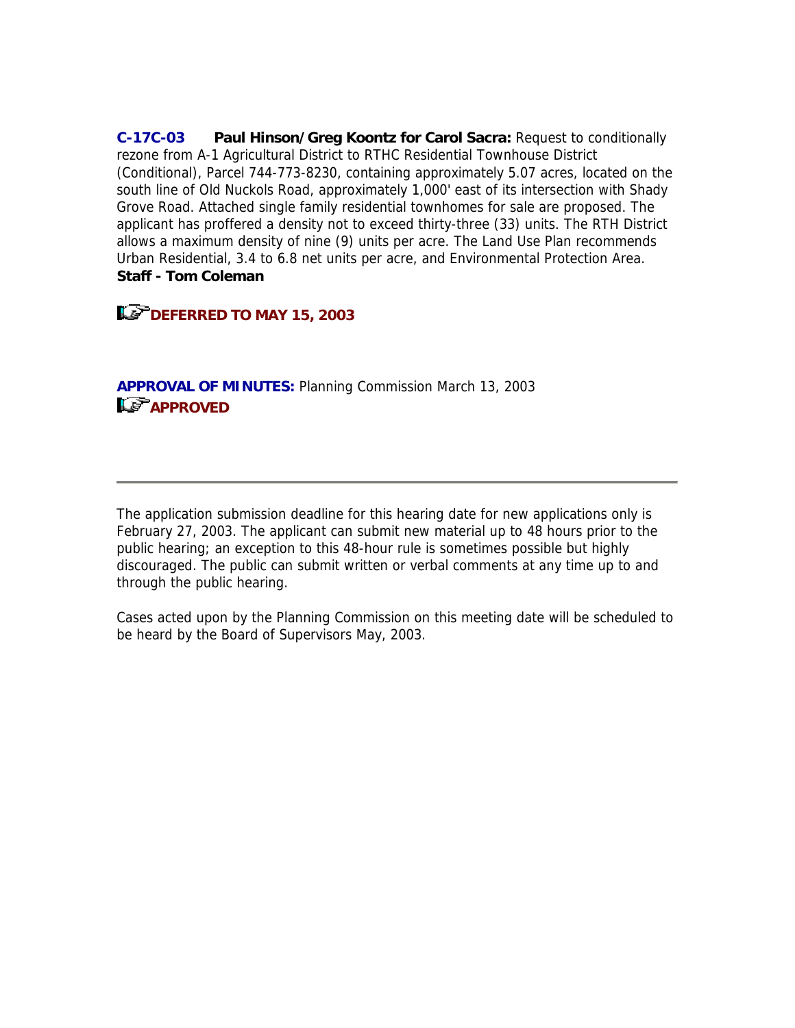**C-17C-03** **Paul Hinson/Greg Koontz for Carol Sacra:** Request to conditionally rezone from A-1 Agricultural District to RTHC Residential Townhouse District (Conditional), Parcel 744-773-8230, containing approximately 5.07 acres, located on the south line of Old Nuckols Road, approximately 1,000' east of its intersection with Shady Grove Road. Attached single family residential townhomes for sale are proposed. The applicant has proffered a density not to exceed thirty-three (33) units. The RTH District allows a maximum density of nine (9) units per acre. The Land Use Plan recommends Urban Residential, 3.4 to 6.8 net units per acre, and Environmental Protection Area.
**Staff - Tom Coleman**

**DEFERRED TO MAY 15, 2003**

**APPROVAL OF MINUTES:** Planning Commission March 13, 2003
**APPROVED**

---

The application submission deadline for this hearing date for new applications only is February 27, 2003. The applicant can submit new material up to 48 hours prior to the public hearing; an exception to this 48-hour rule is sometimes possible but highly discouraged. The public can submit written or verbal comments at any time up to and through the public hearing.

Cases acted upon by the Planning Commission on this meeting date will be scheduled to be heard by the Board of Supervisors May, 2003.